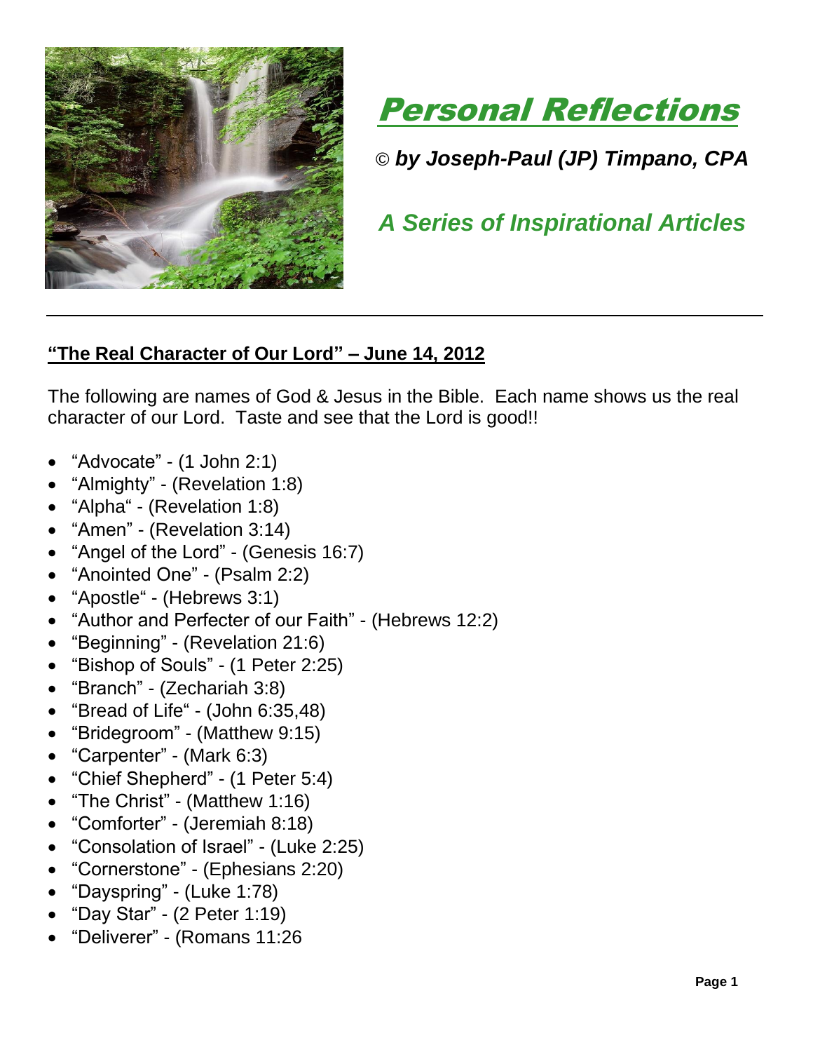# Personal Reflections

*© by Joseph-Paul (JP) Timpano, CPA*

*A Series of Inspirational Articles*

---

**"The Real Character of Our Lord" – June 14, 2012**

The following are names of God & Jesus in the Bible. Each name shows us the real character of our Lord. Taste and see that the Lord is good!!

- "Advocate" - (1 John 2:1)
- "Almighty" - (Revelation 1:8)
- "Alpha" - (Revelation 1:8)
- "Amen" - (Revelation 3:14)
- "Angel of the Lord" - (Genesis 16:7)
- "Anointed One" - (Psalm 2:2)
- "Apostle" - (Hebrews 3:1)
- "Author and Perfecter of our Faith" - (Hebrews 12:2)
- "Beginning" - (Revelation 21:6)
- "Bishop of Souls" - (1 Peter 2:25)
- "Branch" - (Zechariah 3:8)
- "Bread of Life" - (John 6:35,48)
- "Bridegroom" - (Matthew 9:15)
- "Carpenter" - (Mark 6:3)
- "Chief Shepherd" - (1 Peter 5:4)
- "The Christ" - (Matthew 1:16)
- "Comforter" - (Jeremiah 8:18)
- "Consolation of Israel" - (Luke 2:25)
- "Cornerstone" - (Ephesians 2:20)
- "Dayspring" - (Luke 1:78)
- "Day Star" - (2 Peter 1:19)
- "Deliverer" - (Romans 11:26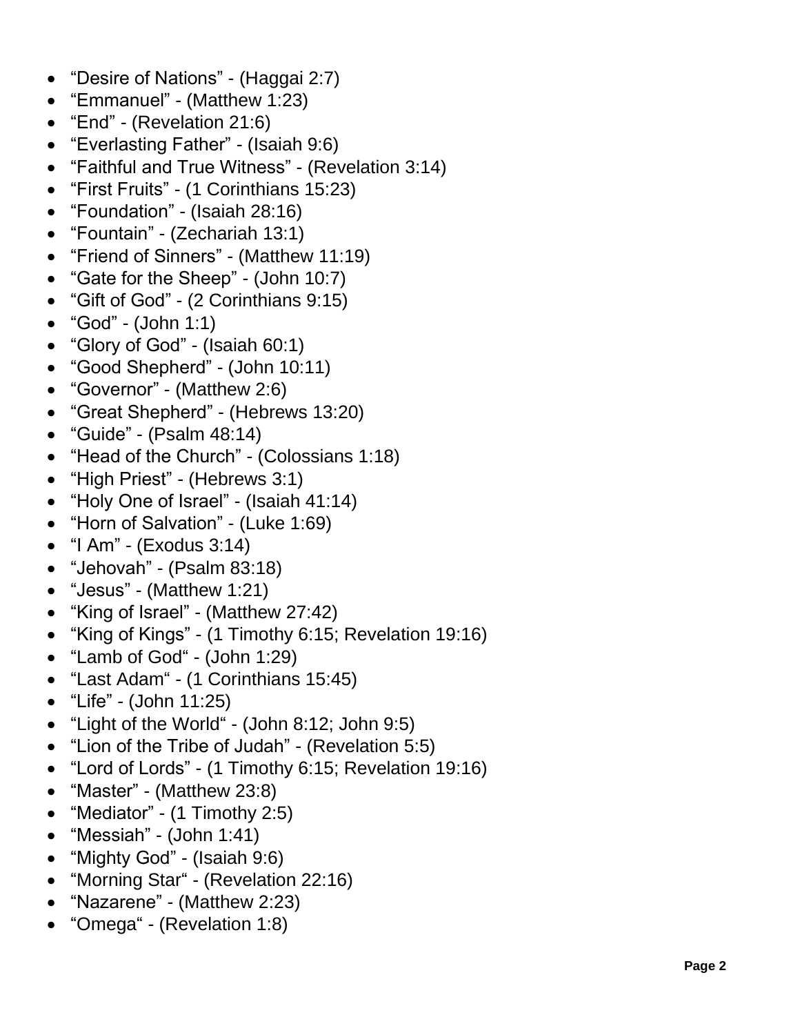- “Desire of Nations” - (Haggai 2:7)
- “Emmanuel” - (Matthew 1:23)
- “End” - (Revelation 21:6)
- “Everlasting Father” - (Isaiah 9:6)
- “Faithful and True Witness” - (Revelation 3:14)
- “First Fruits” - (1 Corinthians 15:23)
- “Foundation” - (Isaiah 28:16)
- “Fountain” - (Zechariah 13:1)
- “Friend of Sinners” - (Matthew 11:19)
- “Gate for the Sheep” - (John 10:7)
- “Gift of God” - (2 Corinthians 9:15)
- “God” - (John 1:1)
- “Glory of God” - (Isaiah 60:1)
- “Good Shepherd” - (John 10:11)
- “Governor” - (Matthew 2:6)
- “Great Shepherd” - (Hebrews 13:20)
- “Guide” - (Psalm 48:14)
- “Head of the Church” - (Colossians 1:18)
- “High Priest” - (Hebrews 3:1)
- “Holy One of Israel” - (Isaiah 41:14)
- “Horn of Salvation” - (Luke 1:69)
- “I Am” - (Exodus 3:14)
- “Jehovah” - (Psalm 83:18)
- “Jesus” - (Matthew 1:21)
- “King of Israel” - (Matthew 27:42)
- “King of Kings” - (1 Timothy 6:15; Revelation 19:16)
- “Lamb of God“ - (John 1:29)
- “Last Adam“ - (1 Corinthians 15:45)
- “Life” - (John 11:25)
- “Light of the World“ - (John 8:12; John 9:5)
- “Lion of the Tribe of Judah” - (Revelation 5:5)
- “Lord of Lords” - (1 Timothy 6:15; Revelation 19:16)
- “Master” - (Matthew 23:8)
- “Mediator” - (1 Timothy 2:5)
- “Messiah” - (John 1:41)
- “Mighty God” - (Isaiah 9:6)
- “Morning Star“ - (Revelation 22:16)
- “Nazarene” - (Matthew 2:23)
- “Omega“ - (Revelation 1:8)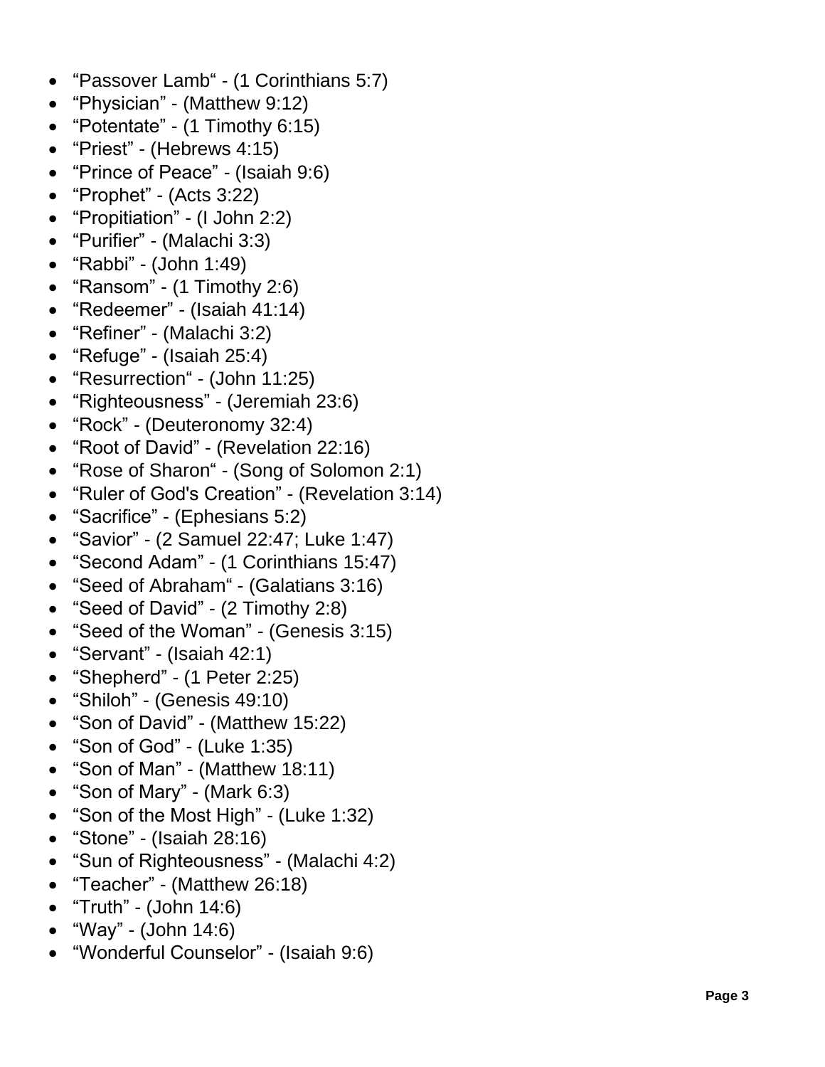- “Passover Lamb“ - (1 Corinthians 5:7)
- “Physician” - (Matthew 9:12)
- “Potentate” - (1 Timothy 6:15)
- “Priest” - (Hebrews 4:15)
- “Prince of Peace” - (Isaiah 9:6)
- “Prophet” - (Acts 3:22)
- “Propitiation” - (I John 2:2)
- “Purifier” - (Malachi 3:3)
- “Rabbi” - (John 1:49)
- “Ransom” - (1 Timothy 2:6)
- “Redeemer” - (Isaiah 41:14)
- “Refiner” - (Malachi 3:2)
- “Refuge” - (Isaiah 25:4)
- “Resurrection“ - (John 11:25)
- “Righteousness” - (Jeremiah 23:6)
- “Rock” - (Deuteronomy 32:4)
- “Root of David” - (Revelation 22:16)
- “Rose of Sharon“ - (Song of Solomon 2:1)
- “Ruler of God's Creation” - (Revelation 3:14)
- “Sacrifice” - (Ephesians 5:2)
- “Savior” - (2 Samuel 22:47; Luke 1:47)
- “Second Adam” - (1 Corinthians 15:47)
- “Seed of Abraham“ - (Galatians 3:16)
- “Seed of David” - (2 Timothy 2:8)
- “Seed of the Woman” - (Genesis 3:15)
- “Servant” - (Isaiah 42:1)
- “Shepherd” - (1 Peter 2:25)
- “Shiloh” - (Genesis 49:10)
- “Son of David” - (Matthew 15:22)
- “Son of God” - (Luke 1:35)
- “Son of Man” - (Matthew 18:11)
- “Son of Mary” - (Mark 6:3)
- “Son of the Most High” - (Luke 1:32)
- “Stone” - (Isaiah 28:16)
- “Sun of Righteousness” - (Malachi 4:2)
- “Teacher” - (Matthew 26:18)
- “Truth” - (John 14:6)
- “Way” - (John 14:6)
- “Wonderful Counselor” - (Isaiah 9:6)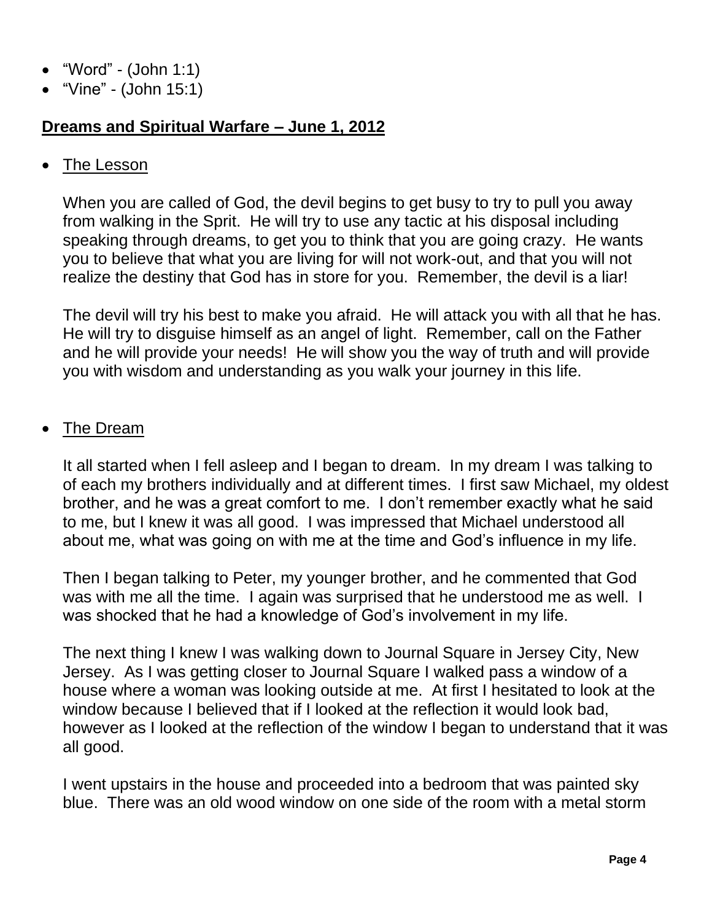- "Word" - (John 1:1)
- "Vine" - (John 15:1)

## **Dreams and Spiritual Warfare – June 1, 2012**

- The Lesson

  When you are called of God, the devil begins to get busy to try to pull you away from walking in the Sprit. He will try to use any tactic at his disposal including speaking through dreams, to get you to think that you are going crazy. He wants you to believe that what you are living for will not work-out, and that you will not realize the destiny that God has in store for you. Remember, the devil is a liar!

  The devil will try his best to make you afraid. He will attack you with all that he has. He will try to disguise himself as an angel of light. Remember, call on the Father and he will provide your needs! He will show you the way of truth and will provide you with wisdom and understanding as you walk your journey in this life.

- The Dream

  It all started when I fell asleep and I began to dream. In my dream I was talking to of each my brothers individually and at different times. I first saw Michael, my oldest brother, and he was a great comfort to me. I don't remember exactly what he said to me, but I knew it was all good. I was impressed that Michael understood all about me, what was going on with me at the time and God's influence in my life.

  Then I began talking to Peter, my younger brother, and he commented that God was with me all the time. I again was surprised that he understood me as well. I was shocked that he had a knowledge of God's involvement in my life.

  The next thing I knew I was walking down to Journal Square in Jersey City, New Jersey. As I was getting closer to Journal Square I walked pass a window of a house where a woman was looking outside at me. At first I hesitated to look at the window because I believed that if I looked at the reflection it would look bad, however as I looked at the reflection of the window I began to understand that it was all good.

  I went upstairs in the house and proceeded into a bedroom that was painted sky blue. There was an old wood window on one side of the room with a metal storm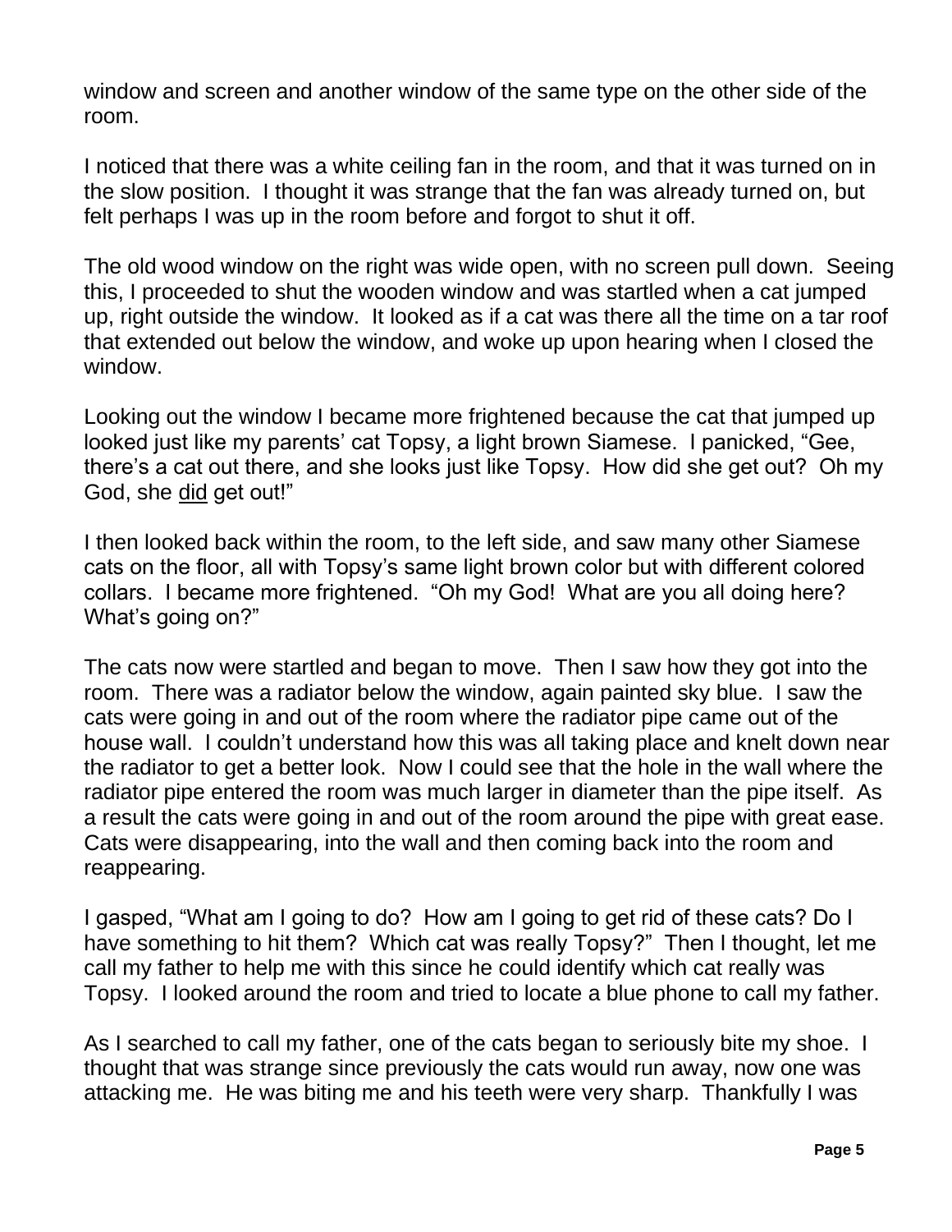window and screen and another window of the same type on the other side of the room.

I noticed that there was a white ceiling fan in the room, and that it was turned on in the slow position. I thought it was strange that the fan was already turned on, but felt perhaps I was up in the room before and forgot to shut it off.

The old wood window on the right was wide open, with no screen pull down. Seeing this, I proceeded to shut the wooden window and was startled when a cat jumped up, right outside the window. It looked as if a cat was there all the time on a tar roof that extended out below the window, and woke up upon hearing when I closed the window.

Looking out the window I became more frightened because the cat that jumped up looked just like my parents' cat Topsy, a light brown Siamese. I panicked, "Gee, there's a cat out there, and she looks just like Topsy. How did she get out? Oh my God, she <u>did</u> get out!"

I then looked back within the room, to the left side, and saw many other Siamese cats on the floor, all with Topsy's same light brown color but with different colored collars. I became more frightened. "Oh my God! What are you all doing here? What's going on?"

The cats now were startled and began to move. Then I saw how they got into the room. There was a radiator below the window, again painted sky blue. I saw the cats were going in and out of the room where the radiator pipe came out of the house wall. I couldn't understand how this was all taking place and knelt down near the radiator to get a better look. Now I could see that the hole in the wall where the radiator pipe entered the room was much larger in diameter than the pipe itself. As a result the cats were going in and out of the room around the pipe with great ease. Cats were disappearing, into the wall and then coming back into the room and reappearing.

I gasped, "What am I going to do? How am I going to get rid of these cats? Do I have something to hit them? Which cat was really Topsy?" Then I thought, let me call my father to help me with this since he could identify which cat really was Topsy. I looked around the room and tried to locate a blue phone to call my father.

As I searched to call my father, one of the cats began to seriously bite my shoe. I thought that was strange since previously the cats would run away, now one was attacking me. He was biting me and his teeth were very sharp. Thankfully I was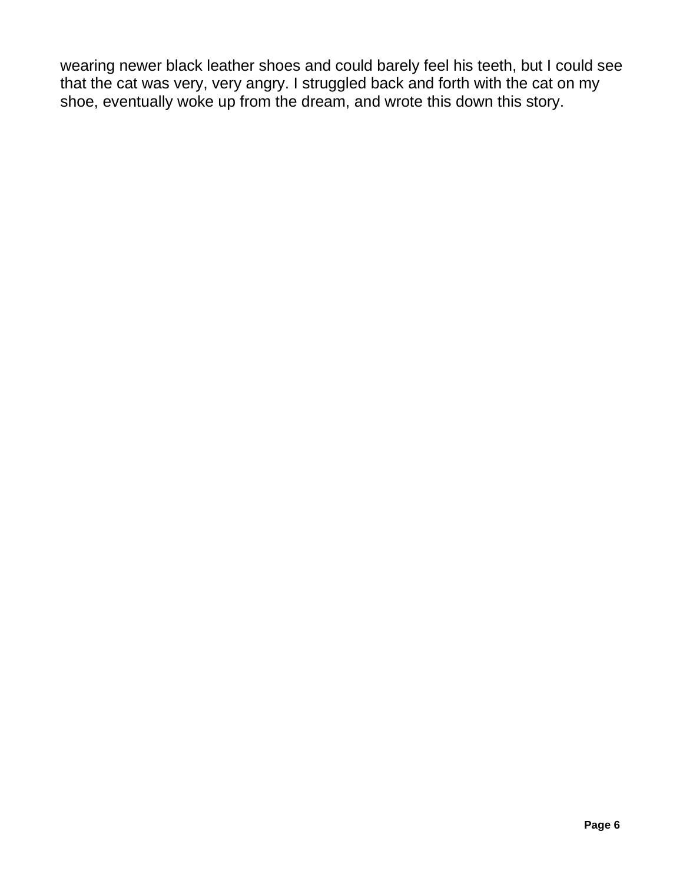wearing newer black leather shoes and could barely feel his teeth, but I could see that the cat was very, very angry. I struggled back and forth with the cat on my shoe, eventually woke up from the dream, and wrote this down this story.